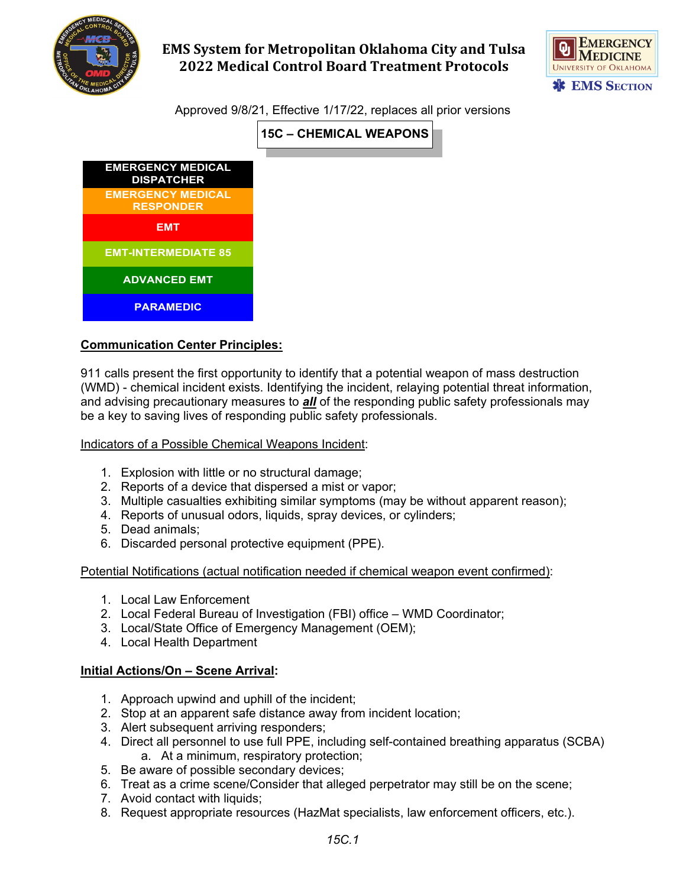# EMS System for Metropolitan Oklahoma City and Tulsa
# 2022 Medical Control Board Treatment Protocols

Approved 9/8/21, Effective 1/17/22, replaces all prior versions

## 15C – CHEMICAL WEAPONS

- EMERGENCY MEDICAL DISPATCHER
- EMERGENCY MEDICAL RESPONDER
- EMT
- EMT-INTERMEDIATE 85
- ADVANCED EMT
- PARAMEDIC

### Communication Center Principles:

911 calls present the first opportunity to identify that a potential weapon of mass destruction (WMD) - chemical incident exists. Identifying the incident, relaying potential threat information, and advising precautionary measures to ***all*** of the responding public safety professionals may be a key to saving lives of responding public safety professionals.

Indicators of a Possible Chemical Weapons Incident:

1. Explosion with little or no structural damage;
2. Reports of a device that dispersed a mist or vapor;
3. Multiple casualties exhibiting similar symptoms (may be without apparent reason);
4. Reports of unusual odors, liquids, spray devices, or cylinders;
5. Dead animals;
6. Discarded personal protective equipment (PPE).

Potential Notifications (actual notification needed if chemical weapon event confirmed):

1. Local Law Enforcement
2. Local Federal Bureau of Investigation (FBI) office – WMD Coordinator;
3. Local/State Office of Emergency Management (OEM);
4. Local Health Department

### Initial Actions/On – Scene Arrival:

1. Approach upwind and uphill of the incident;
2. Stop at an apparent safe distance away from incident location;
3. Alert subsequent arriving responders;
4. Direct all personnel to use full PPE, including self-contained breathing apparatus (SCBA)
   a. At a minimum, respiratory protection;
5. Be aware of possible secondary devices;
6. Treat as a crime scene/Consider that alleged perpetrator may still be on the scene;
7. Avoid contact with liquids;
8. Request appropriate resources (HazMat specialists, law enforcement officers, etc.).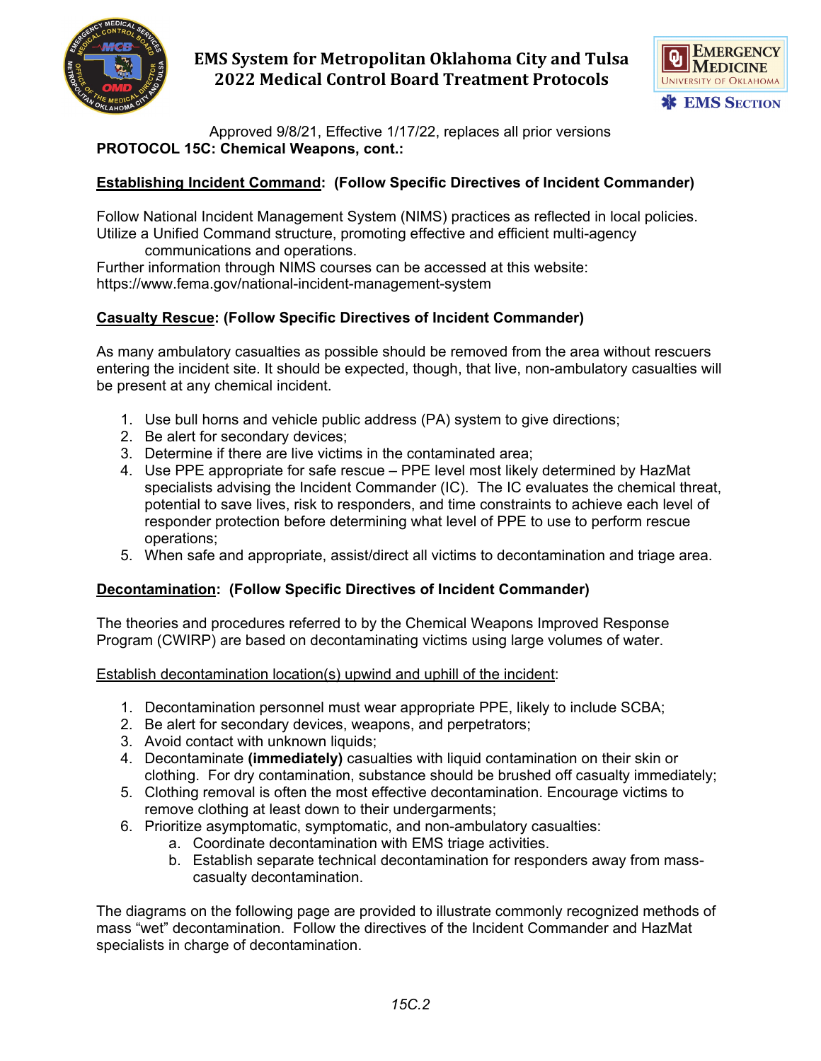Approved 9/8/21, Effective 1/17/22, replaces all prior versions

**PROTOCOL 15C: Chemical Weapons, cont.:**

**Establishing Incident Command: (Follow Specific Directives of Incident Commander)**

Follow National Incident Management System (NIMS) practices as reflected in local policies. Utilize a Unified Command structure, promoting effective and efficient multi-agency communications and operations.

Further information through NIMS courses can be accessed at this website: https://www.fema.gov/national-incident-management-system

**Casualty Rescue: (Follow Specific Directives of Incident Commander)**

As many ambulatory casualties as possible should be removed from the area without rescuers entering the incident site. It should be expected, though, that live, non-ambulatory casualties will be present at any chemical incident.

1. Use bull horns and vehicle public address (PA) system to give directions;
2. Be alert for secondary devices;
3. Determine if there are live victims in the contaminated area;
4. Use PPE appropriate for safe rescue – PPE level most likely determined by HazMat specialists advising the Incident Commander (IC). The IC evaluates the chemical threat, potential to save lives, risk to responders, and time constraints to achieve each level of responder protection before determining what level of PPE to use to perform rescue operations;
5. When safe and appropriate, assist/direct all victims to decontamination and triage area.

**Decontamination: (Follow Specific Directives of Incident Commander)**

The theories and procedures referred to by the Chemical Weapons Improved Response Program (CWIRP) are based on decontaminating victims using large volumes of water.

Establish decontamination location(s) upwind and uphill of the incident:

1. Decontamination personnel must wear appropriate PPE, likely to include SCBA;
2. Be alert for secondary devices, weapons, and perpetrators;
3. Avoid contact with unknown liquids;
4. Decontaminate **(immediately)** casualties with liquid contamination on their skin or clothing. For dry contamination, substance should be brushed off casualty immediately;
5. Clothing removal is often the most effective decontamination. Encourage victims to remove clothing at least down to their undergarments;
6. Prioritize asymptomatic, symptomatic, and non-ambulatory casualties:
   a. Coordinate decontamination with EMS triage activities.
   b. Establish separate technical decontamination for responders away from mass-casualty decontamination.

The diagrams on the following page are provided to illustrate commonly recognized methods of mass "wet" decontamination. Follow the directives of the Incident Commander and HazMat specialists in charge of decontamination.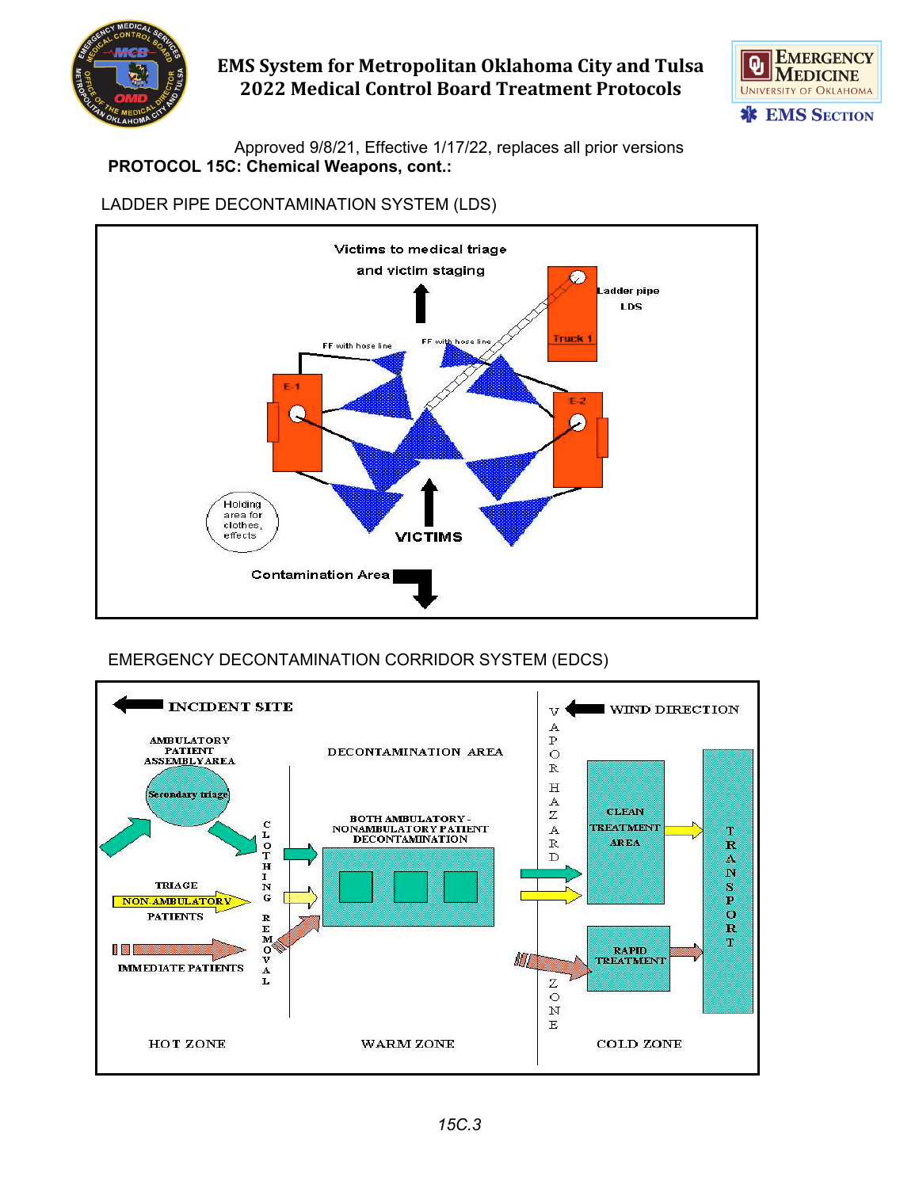Approved 9/8/21, Effective 1/17/22, replaces all prior versions

**PROTOCOL 15C: Chemical Weapons, cont.:**

LADDER PIPE DECONTAMINATION SYSTEM (LDS)

Victims to medical triage and victim staging

Ladder pipe LDS

Truck 1

FF with hose line

FF with hose line

E-1

E-2

Holding area for clothes, effects

VICTIMS

Contamination Area

EMERGENCY DECONTAMINATION CORRIDOR SYSTEM (EDCS)

INCIDENT SITE

WIND DIRECTION

AMBULATORY PATIENT ASSEMBLY AREA

Secondary triage

DECONTAMINATION AREA

BOTH AMBULATORY - NONAMBULATORY PATIENT DECONTAMINATION

CLOTHING REMOVAL

VAPOR HAZARD ZONE

TRIAGE

NON-AMBULATORY

PATIENTS

IMMEDIATE PATIENTS

CLEAN TREATMENT AREA

RAPID TREATMENT

TRANSPORT

HOT ZONE

WARM ZONE

COLD ZONE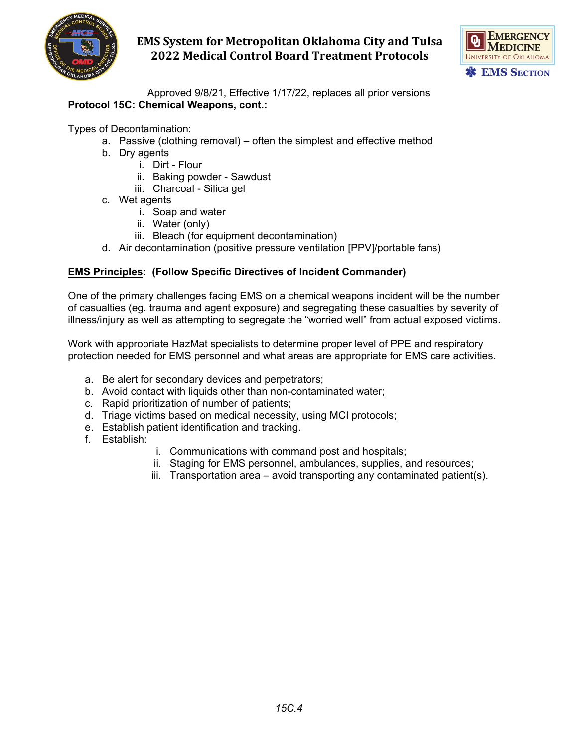Approved 9/8/21, Effective 1/17/22, replaces all prior versions

**Protocol 15C: Chemical Weapons, cont.:**

Types of Decontamination:

a. Passive (clothing removal) – often the simplest and effective method
b. Dry agents
   i. Dirt - Flour
   ii. Baking powder - Sawdust
   iii. Charcoal - Silica gel
c. Wet agents
   i. Soap and water
   ii. Water (only)
   iii. Bleach (for equipment decontamination)
d. Air decontamination (positive pressure ventilation [PPV]/portable fans)

**<u>EMS Principles</u>: (Follow Specific Directives of Incident Commander)**

One of the primary challenges facing EMS on a chemical weapons incident will be the number of casualties (eg. trauma and agent exposure) and segregating these casualties by severity of illness/injury as well as attempting to segregate the "worried well" from actual exposed victims.

Work with appropriate HazMat specialists to determine proper level of PPE and respiratory protection needed for EMS personnel and what areas are appropriate for EMS care activities.

a. Be alert for secondary devices and perpetrators;
b. Avoid contact with liquids other than non-contaminated water;
c. Rapid prioritization of number of patients;
d. Triage victims based on medical necessity, using MCI protocols;
e. Establish patient identification and tracking.
f. Establish:
   i. Communications with command post and hospitals;
   ii. Staging for EMS personnel, ambulances, supplies, and resources;
   iii. Transportation area – avoid transporting any contaminated patient(s).